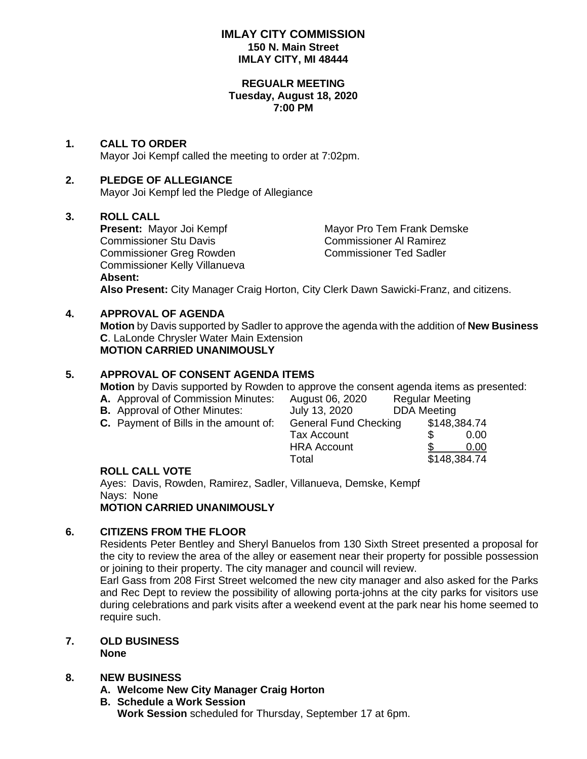# IMLAY CITY COMMISSION
**150 N. Main Street**
**IMLAY CITY, MI 48444**

**REGUALR MEETING**
**Tuesday, August 18, 2020**
**7:00 PM**

**1. CALL TO ORDER**

Mayor Joi Kempf called the meeting to order at 7:02pm.

**2. PLEDGE OF ALLEGIANCE**

Mayor Joi Kempf led the Pledge of Allegiance

**3. ROLL CALL**

**Present:** Mayor Joi Kempf
Mayor Pro Tem Frank Demske
Commissioner Stu Davis
Commissioner Al Ramirez
Commissioner Greg Rowden
Commissioner Ted Sadler
Commissioner Kelly Villanueva

**Absent:**

**Also Present:** City Manager Craig Horton, City Clerk Dawn Sawicki-Franz, and citizens.

**4. APPROVAL OF AGENDA**

**Motion** by Davis supported by Sadler to approve the agenda with the addition of **New Business C**. LaLonde Chrysler Water Main Extension

**MOTION CARRIED UNANIMOUSLY**

**5. APPROVAL OF CONSENT AGENDA ITEMS**

**Motion** by Davis supported by Rowden to approve the consent agenda items as presented:

| | | | |
|---|---|---|---|
| **A.** Approval of Commission Minutes: | August 06, 2020 | Regular Meeting | |
| **B.** Approval of Other Minutes: | July 13, 2020 | DDA Meeting | |
| **C.** Payment of Bills in the amount of: | General Fund Checking | | $148,384.74 |
| | Tax Account | | $ 0.00 |
| | HRA Account | | $ 0.00 |
| | Total | | $148,384.74 |

**ROLL CALL VOTE**

Ayes: Davis, Rowden, Ramirez, Sadler, Villanueva, Demske, Kempf
Nays: None

**MOTION CARRIED UNANIMOUSLY**

**6. CITIZENS FROM THE FLOOR**

Residents Peter Bentley and Sheryl Banuelos from 130 Sixth Street presented a proposal for the city to review the area of the alley or easement near their property for possible possession or joining to their property. The city manager and council will review.

Earl Gass from 208 First Street welcomed the new city manager and also asked for the Parks and Rec Dept to review the possibility of allowing porta-johns at the city parks for visitors use during celebrations and park visits after a weekend event at the park near his home seemed to require such.

**7. OLD BUSINESS**

**None**

**8. NEW BUSINESS**

**A. Welcome New City Manager Craig Horton**

**B. Schedule a Work Session**

**Work Session** scheduled for Thursday, September 17 at 6pm.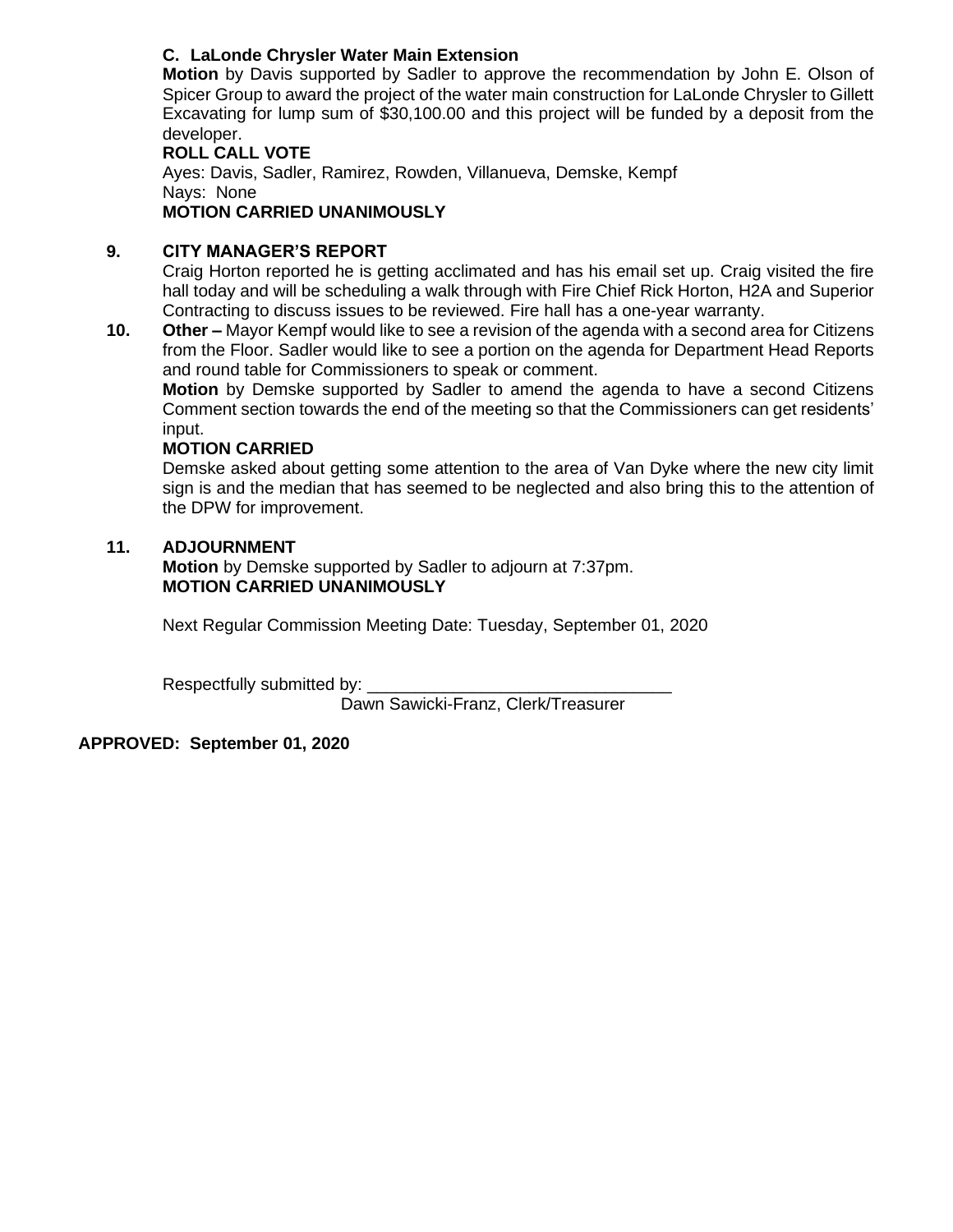**C. LaLonde Chrysler Water Main Extension**

**Motion** by Davis supported by Sadler to approve the recommendation by John E. Olson of Spicer Group to award the project of the water main construction for LaLonde Chrysler to Gillett Excavating for lump sum of $30,100.00 and this project will be funded by a deposit from the developer.

**ROLL CALL VOTE**

Ayes: Davis, Sadler, Ramirez, Rowden, Villanueva, Demske, Kempf
Nays: None

**MOTION CARRIED UNANIMOUSLY**

**9. CITY MANAGER'S REPORT**

Craig Horton reported he is getting acclimated and has his email set up. Craig visited the fire hall today and will be scheduling a walk through with Fire Chief Rick Horton, H2A and Superior Contracting to discuss issues to be reviewed. Fire hall has a one-year warranty.

**10. Other –** Mayor Kempf would like to see a revision of the agenda with a second area for Citizens from the Floor. Sadler would like to see a portion on the agenda for Department Head Reports and round table for Commissioners to speak or comment.

**Motion** by Demske supported by Sadler to amend the agenda to have a second Citizens Comment section towards the end of the meeting so that the Commissioners can get residents' input.

**MOTION CARRIED**

Demske asked about getting some attention to the area of Van Dyke where the new city limit sign is and the median that has seemed to be neglected and also bring this to the attention of the DPW for improvement.

**11. ADJOURNMENT**

**Motion** by Demske supported by Sadler to adjourn at 7:37pm.

**MOTION CARRIED UNANIMOUSLY**

Next Regular Commission Meeting Date: Tuesday, September 01, 2020

Respectfully submitted by: ________________________________
Dawn Sawicki-Franz, Clerk/Treasurer

**APPROVED: September 01, 2020**